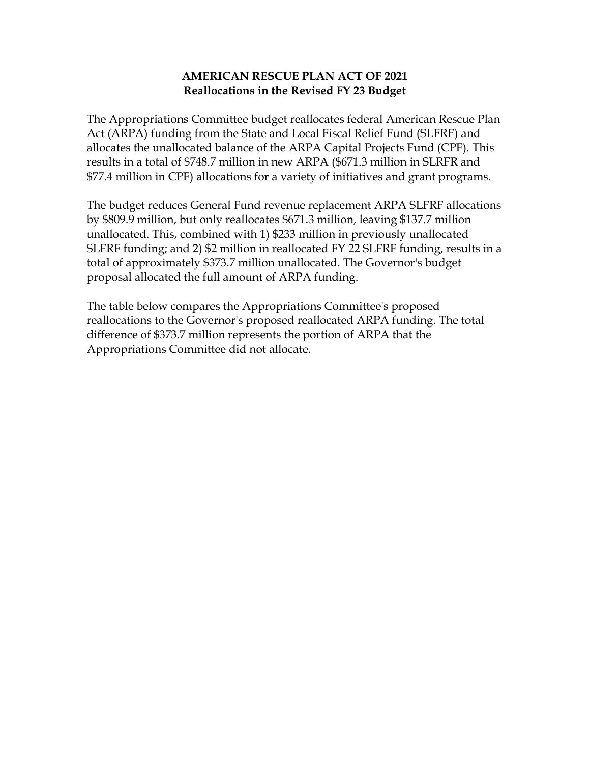# AMERICAN RESCUE PLAN ACT OF 2021
## Reallocations in the Revised FY 23 Budget

The Appropriations Committee budget reallocates federal American Rescue Plan Act (ARPA) funding from the State and Local Fiscal Relief Fund (SLFRF) and allocates the unallocated balance of the ARPA Capital Projects Fund (CPF). This results in a total of $748.7 million in new ARPA ($671.3 million in SLRFR and $77.4 million in CPF) allocations for a variety of initiatives and grant programs.

The budget reduces General Fund revenue replacement ARPA SLFRF allocations by $809.9 million, but only reallocates $671.3 million, leaving $137.7 million unallocated. This, combined with 1) $233 million in previously unallocated SLFRF funding; and 2) $2 million in reallocated FY 22 SLFRF funding, results in a total of approximately $373.7 million unallocated. The Governor's budget proposal allocated the full amount of ARPA funding.

The table below compares the Appropriations Committee's proposed reallocations to the Governor's proposed reallocated ARPA funding. The total difference of $373.7 million represents the portion of ARPA that the Appropriations Committee did not allocate.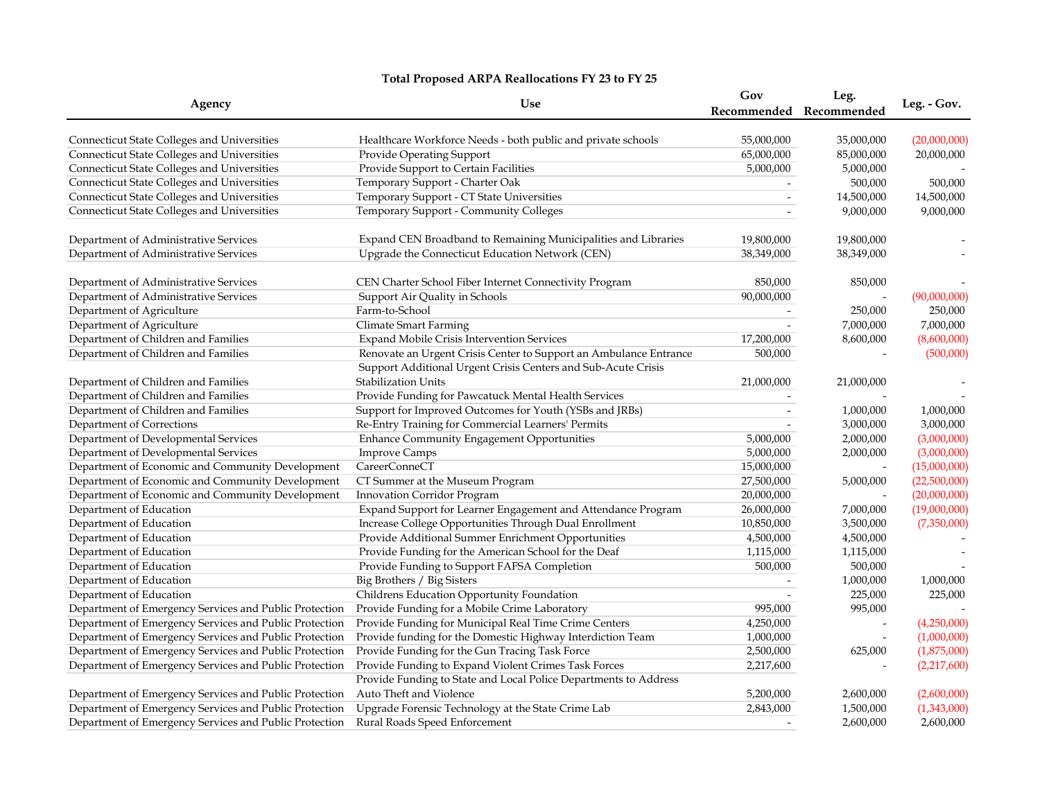**Total Proposed ARPA Reallocations FY 23 to FY 25**

| Agency | Use | Gov Recommended | Leg. Recommended | Leg. - Gov. |
|---|---|---|---|---|
| Connecticut State Colleges and Universities | Healthcare Workforce Needs - both public and private schools | 55,000,000 | 35,000,000 | (20,000,000) |
| Connecticut State Colleges and Universities | Provide Operating Support | 65,000,000 | 85,000,000 | 20,000,000 |
| Connecticut State Colleges and Universities | Provide Support to Certain Facilities | 5,000,000 | 5,000,000 | - |
| Connecticut State Colleges and Universities | Temporary Support - Charter Oak | - | 500,000 | 500,000 |
| Connecticut State Colleges and Universities | Temporary Support - CT State Universities | - | 14,500,000 | 14,500,000 |
| Connecticut State Colleges and Universities | Temporary Support - Community Colleges | - | 9,000,000 | 9,000,000 |
| | | | | |
| Department of Administrative Services | Expand CEN Broadband to Remaining Municipalities and Libraries | 19,800,000 | 19,800,000 | - |
| Department of Administrative Services | Upgrade the Connecticut Education Network (CEN) | 38,349,000 | 38,349,000 | - |
| | | | | |
| Department of Administrative Services | CEN Charter School Fiber Internet Connectivity Program | 850,000 | 850,000 | - |
| Department of Administrative Services | Support Air Quality in Schools | 90,000,000 | - | (90,000,000) |
| Department of Agriculture | Farm-to-School | - | 250,000 | 250,000 |
| Department of Agriculture | Climate Smart Farming | - | 7,000,000 | 7,000,000 |
| Department of Children and Families | Expand Mobile Crisis Intervention Services | 17,200,000 | 8,600,000 | (8,600,000) |
| Department of Children and Families | Renovate an Urgent Crisis Center to Support an Ambulance Entrance | 500,000 | - | (500,000) |
| Department of Children and Families | Support Additional Urgent Crisis Centers and Sub-Acute Crisis Stabilization Units | 21,000,000 | 21,000,000 | - |
| Department of Children and Families | Provide Funding for Pawcatuck Mental Health Services | - | - | - |
| Department of Children and Families | Support for Improved Outcomes for Youth (YSBs and JRBs) | - | 1,000,000 | 1,000,000 |
| Department of Corrections | Re-Entry Training for Commercial Learners' Permits | - | 3,000,000 | 3,000,000 |
| Department of Developmental Services | Enhance Community Engagement Opportunities | 5,000,000 | 2,000,000 | (3,000,000) |
| Department of Developmental Services | Improve Camps | 5,000,000 | 2,000,000 | (3,000,000) |
| Department of Economic and Community Development | CareerConneCT | 15,000,000 | - | (15,000,000) |
| Department of Economic and Community Development | CT Summer at the Museum Program | 27,500,000 | 5,000,000 | (22,500,000) |
| Department of Economic and Community Development | Innovation Corridor Program | 20,000,000 | - | (20,000,000) |
| Department of Education | Expand Support for Learner Engagement and Attendance Program | 26,000,000 | 7,000,000 | (19,000,000) |
| Department of Education | Increase College Opportunities Through Dual Enrollment | 10,850,000 | 3,500,000 | (7,350,000) |
| Department of Education | Provide Additional Summer Enrichment Opportunities | 4,500,000 | 4,500,000 | - |
| Department of Education | Provide Funding for the American School for the Deaf | 1,115,000 | 1,115,000 | - |
| Department of Education | Provide Funding to Support FAFSA Completion | 500,000 | 500,000 | - |
| Department of Education | Big Brothers / Big Sisters | - | 1,000,000 | 1,000,000 |
| Department of Education | Childrens Education Opportunity Foundation | - | 225,000 | 225,000 |
| Department of Emergency Services and Public Protection | Provide Funding for a Mobile Crime Laboratory | 995,000 | 995,000 | - |
| Department of Emergency Services and Public Protection | Provide Funding for Municipal Real Time Crime Centers | 4,250,000 | - | (4,250,000) |
| Department of Emergency Services and Public Protection | Provide funding for the Domestic Highway Interdiction Team | 1,000,000 | - | (1,000,000) |
| Department of Emergency Services and Public Protection | Provide Funding for the Gun Tracing Task Force | 2,500,000 | 625,000 | (1,875,000) |
| Department of Emergency Services and Public Protection | Provide Funding to Expand Violent Crimes Task Forces | 2,217,600 | - | (2,217,600) |
| Department of Emergency Services and Public Protection | Provide Funding to State and Local Police Departments to Address Auto Theft and Violence | 5,200,000 | 2,600,000 | (2,600,000) |
| Department of Emergency Services and Public Protection | Upgrade Forensic Technology at the State Crime Lab | 2,843,000 | 1,500,000 | (1,343,000) |
| Department of Emergency Services and Public Protection | Rural Roads Speed Enforcement | - | 2,600,000 | 2,600,000 |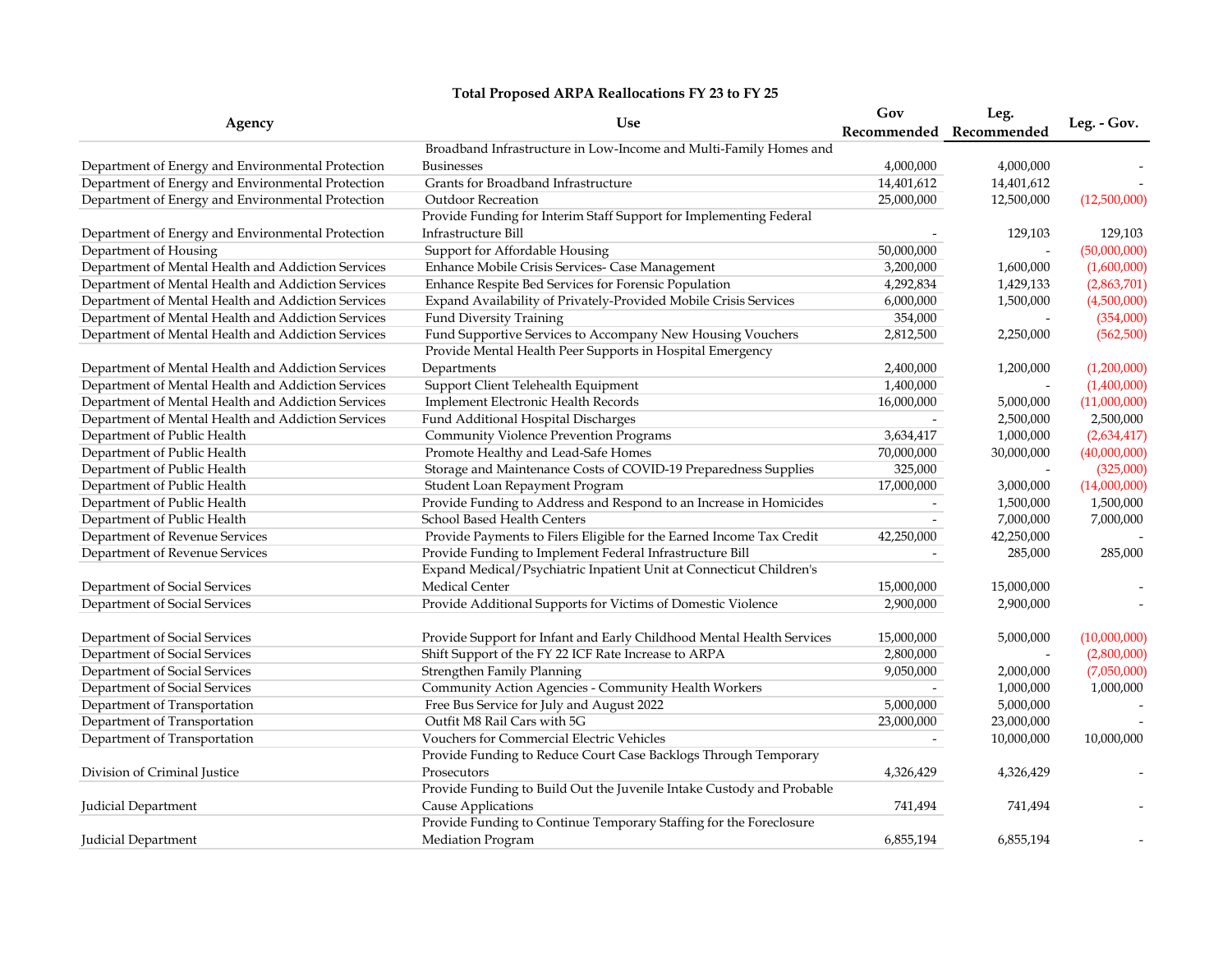### Total Proposed ARPA Reallocations FY 23 to FY 25

| Agency | Use | Gov Recommended | Leg. Recommended | Leg. - Gov. |
|---|---|---|---|---|
| Department of Energy and Environmental Protection | Broadband Infrastructure in Low-Income and Multi-Family Homes and Businesses | 4,000,000 | 4,000,000 | - |
| Department of Energy and Environmental Protection | Grants for Broadband Infrastructure | 14,401,612 | 14,401,612 | - |
| Department of Energy and Environmental Protection | Outdoor Recreation | 25,000,000 | 12,500,000 | (12,500,000) |
| Department of Energy and Environmental Protection | Provide Funding for Interim Staff Support for Implementing Federal Infrastructure Bill | - | 129,103 | 129,103 |
| Department of Housing | Support for Affordable Housing | 50,000,000 | - | (50,000,000) |
| Department of Mental Health and Addiction Services | Enhance Mobile Crisis Services- Case Management | 3,200,000 | 1,600,000 | (1,600,000) |
| Department of Mental Health and Addiction Services | Enhance Respite Bed Services for Forensic Population | 4,292,834 | 1,429,133 | (2,863,701) |
| Department of Mental Health and Addiction Services | Expand Availability of Privately-Provided Mobile Crisis Services | 6,000,000 | 1,500,000 | (4,500,000) |
| Department of Mental Health and Addiction Services | Fund Diversity Training | 354,000 | - | (354,000) |
| Department of Mental Health and Addiction Services | Fund Supportive Services to Accompany New Housing Vouchers | 2,812,500 | 2,250,000 | (562,500) |
| Department of Mental Health and Addiction Services | Provide Mental Health Peer Supports in Hospital Emergency Departments | 2,400,000 | 1,200,000 | (1,200,000) |
| Department of Mental Health and Addiction Services | Support Client Telehealth Equipment | 1,400,000 | - | (1,400,000) |
| Department of Mental Health and Addiction Services | Implement Electronic Health Records | 16,000,000 | 5,000,000 | (11,000,000) |
| Department of Mental Health and Addiction Services | Fund Additional Hospital Discharges | - | 2,500,000 | 2,500,000 |
| Department of Public Health | Community Violence Prevention Programs | 3,634,417 | 1,000,000 | (2,634,417) |
| Department of Public Health | Promote Healthy and Lead-Safe Homes | 70,000,000 | 30,000,000 | (40,000,000) |
| Department of Public Health | Storage and Maintenance Costs of COVID-19 Preparedness Supplies | 325,000 | - | (325,000) |
| Department of Public Health | Student Loan Repayment Program | 17,000,000 | 3,000,000 | (14,000,000) |
| Department of Public Health | Provide Funding to Address and Respond to an Increase in Homicides | - | 1,500,000 | 1,500,000 |
| Department of Public Health | School Based Health Centers | - | 7,000,000 | 7,000,000 |
| Department of Revenue Services | Provide Payments to Filers Eligible for the Earned Income Tax Credit | 42,250,000 | 42,250,000 | - |
| Department of Revenue Services | Provide Funding to Implement Federal Infrastructure Bill | - | 285,000 | 285,000 |
| Department of Social Services | Expand Medical/Psychiatric Inpatient Unit at Connecticut Children's Medical Center | 15,000,000 | 15,000,000 | - |
| Department of Social Services | Provide Additional Supports for Victims of Domestic Violence | 2,900,000 | 2,900,000 | - |
| Department of Social Services | Provide Support for Infant and Early Childhood Mental Health Services | 15,000,000 | 5,000,000 | (10,000,000) |
| Department of Social Services | Shift Support of the FY 22 ICF Rate Increase to ARPA | 2,800,000 | - | (2,800,000) |
| Department of Social Services | Strengthen Family Planning | 9,050,000 | 2,000,000 | (7,050,000) |
| Department of Social Services | Community Action Agencies - Community Health Workers | - | 1,000,000 | 1,000,000 |
| Department of Transportation | Free Bus Service for July and August 2022 | 5,000,000 | 5,000,000 | - |
| Department of Transportation | Outfit M8 Rail Cars with 5G | 23,000,000 | 23,000,000 | - |
| Department of Transportation | Vouchers for Commercial Electric Vehicles | - | 10,000,000 | 10,000,000 |
| Division of Criminal Justice | Provide Funding to Reduce Court Case Backlogs Through Temporary Prosecutors | 4,326,429 | 4,326,429 | - |
| Judicial Department | Provide Funding to Build Out the Juvenile Intake Custody and Probable Cause Applications | 741,494 | 741,494 | - |
| Judicial Department | Provide Funding to Continue Temporary Staffing for the Foreclosure Mediation Program | 6,855,194 | 6,855,194 | - |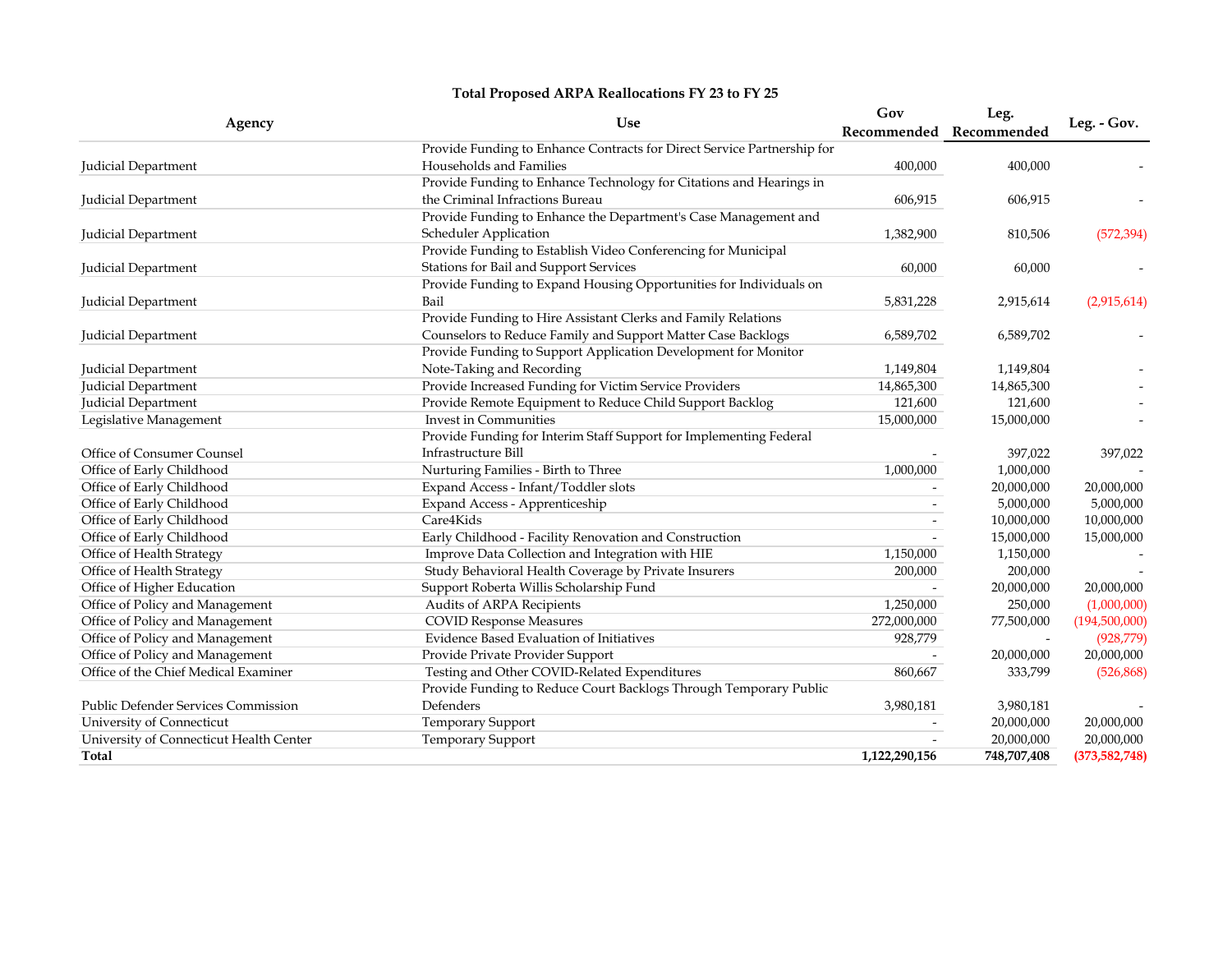**Total Proposed ARPA Reallocations FY 23 to FY 25**

| Agency | Use | Gov Recommended | Leg. Recommended | Leg. - Gov. |
|---|---|---|---|---|
| Judicial Department | Provide Funding to Enhance Contracts for Direct Service Partnership for Households and Families | 400,000 | 400,000 | - |
| Judicial Department | Provide Funding to Enhance Technology for Citations and Hearings in the Criminal Infractions Bureau | 606,915 | 606,915 | - |
| Judicial Department | Provide Funding to Enhance the Department's Case Management and Scheduler Application | 1,382,900 | 810,506 | (572,394) |
| Judicial Department | Provide Funding to Establish Video Conferencing for Municipal Stations for Bail and Support Services | 60,000 | 60,000 | - |
| Judicial Department | Provide Funding to Expand Housing Opportunities for Individuals on Bail | 5,831,228 | 2,915,614 | (2,915,614) |
| Judicial Department | Provide Funding to Hire Assistant Clerks and Family Relations Counselors to Reduce Family and Support Matter Case Backlogs | 6,589,702 | 6,589,702 | - |
| Judicial Department | Provide Funding to Support Application Development for Monitor Note-Taking and Recording | 1,149,804 | 1,149,804 | - |
| Judicial Department | Provide Increased Funding for Victim Service Providers | 14,865,300 | 14,865,300 | - |
| Judicial Department | Provide Remote Equipment to Reduce Child Support Backlog | 121,600 | 121,600 | - |
| Legislative Management | Invest in Communities | 15,000,000 | 15,000,000 | - |
| Office of Consumer Counsel | Provide Funding for Interim Staff Support for Implementing Federal Infrastructure Bill | - | 397,022 | 397,022 |
| Office of Early Childhood | Nurturing Families - Birth to Three | 1,000,000 | 1,000,000 | - |
| Office of Early Childhood | Expand Access - Infant/Toddler slots | - | 20,000,000 | 20,000,000 |
| Office of Early Childhood | Expand Access - Apprenticeship | - | 5,000,000 | 5,000,000 |
| Office of Early Childhood | Care4Kids | - | 10,000,000 | 10,000,000 |
| Office of Early Childhood | Early Childhood - Facility Renovation and Construction | - | 15,000,000 | 15,000,000 |
| Office of Health Strategy | Improve Data Collection and Integration with HIE | 1,150,000 | 1,150,000 | - |
| Office of Health Strategy | Study Behavioral Health Coverage by Private Insurers | 200,000 | 200,000 | - |
| Office of Higher Education | Support Roberta Willis Scholarship Fund | - | 20,000,000 | 20,000,000 |
| Office of Policy and Management | Audits of ARPA Recipients | 1,250,000 | 250,000 | (1,000,000) |
| Office of Policy and Management | COVID Response Measures | 272,000,000 | 77,500,000 | (194,500,000) |
| Office of Policy and Management | Evidence Based Evaluation of Initiatives | 928,779 | - | (928,779) |
| Office of Policy and Management | Provide Private Provider Support | - | 20,000,000 | 20,000,000 |
| Office of the Chief Medical Examiner | Testing and Other COVID-Related Expenditures | 860,667 | 333,799 | (526,868) |
| Public Defender Services Commission | Provide Funding to Reduce Court Backlogs Through Temporary Public Defenders | 3,980,181 | 3,980,181 | - |
| University of Connecticut | Temporary Support | - | 20,000,000 | 20,000,000 |
| University of Connecticut Health Center | Temporary Support | - | 20,000,000 | 20,000,000 |
| **Total** | | **1,122,290,156** | **748,707,408** | **(373,582,748)** |